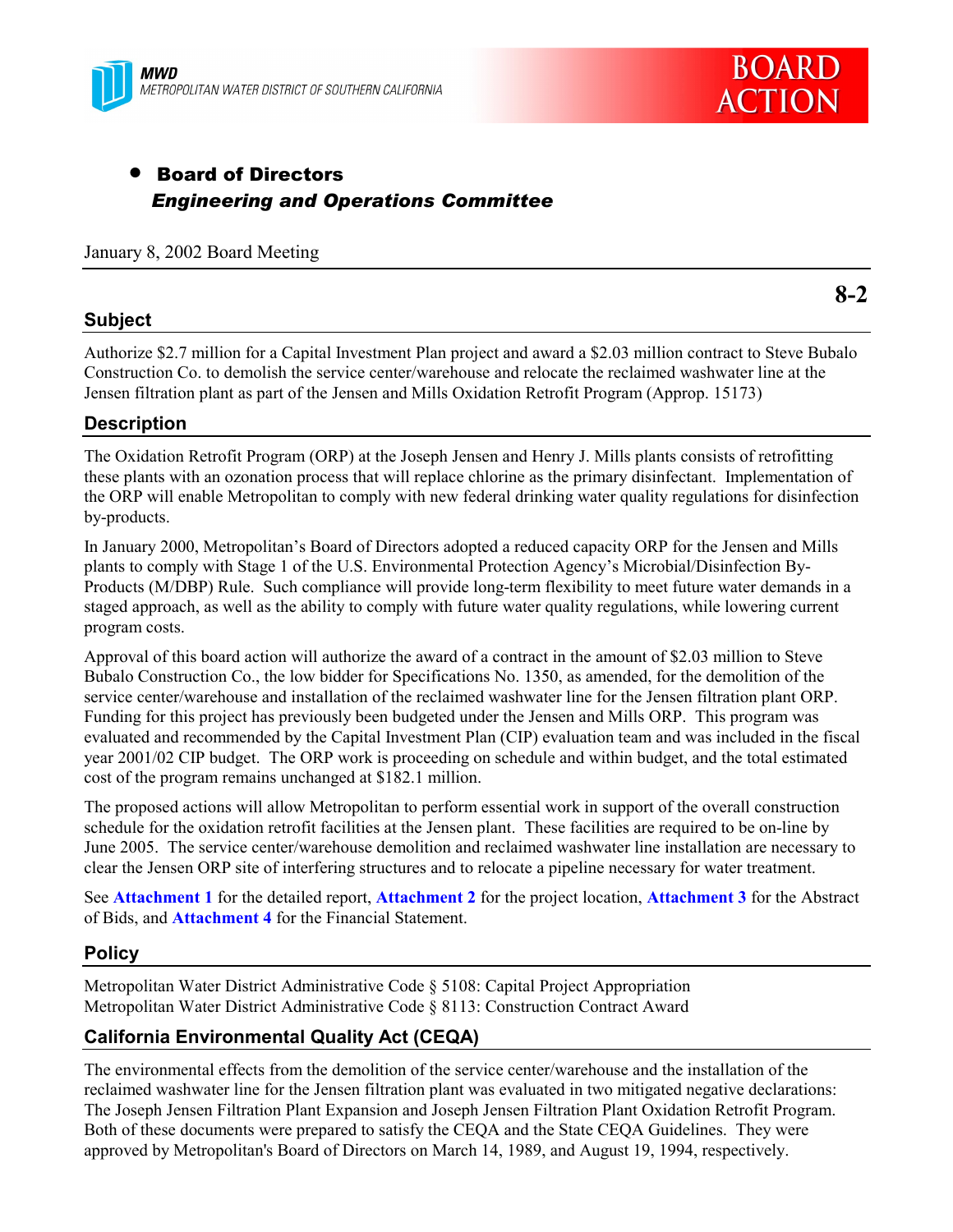MWD
METROPOLITAN WATER DISTRICT OF SOUTHERN CALIFORNIA

**BOARD ACTION**

- **Board of Directors**
  ***Engineering and Operations Committee***

January 8, 2002 Board Meeting

**8-2**

## Subject

Authorize $2.7 million for a Capital Investment Plan project and award a $2.03 million contract to Steve Bubalo Construction Co. to demolish the service center/warehouse and relocate the reclaimed washwater line at the Jensen filtration plant as part of the Jensen and Mills Oxidation Retrofit Program (Approp. 15173)

## Description

The Oxidation Retrofit Program (ORP) at the Joseph Jensen and Henry J. Mills plants consists of retrofitting these plants with an ozonation process that will replace chlorine as the primary disinfectant. Implementation of the ORP will enable Metropolitan to comply with new federal drinking water quality regulations for disinfection by-products.

In January 2000, Metropolitan's Board of Directors adopted a reduced capacity ORP for the Jensen and Mills plants to comply with Stage 1 of the U.S. Environmental Protection Agency's Microbial/Disinfection By-Products (M/DBP) Rule. Such compliance will provide long-term flexibility to meet future water demands in a staged approach, as well as the ability to comply with future water quality regulations, while lowering current program costs.

Approval of this board action will authorize the award of a contract in the amount of $2.03 million to Steve Bubalo Construction Co., the low bidder for Specifications No. 1350, as amended, for the demolition of the service center/warehouse and installation of the reclaimed washwater line for the Jensen filtration plant ORP. Funding for this project has previously been budgeted under the Jensen and Mills ORP. This program was evaluated and recommended by the Capital Investment Plan (CIP) evaluation team and was included in the fiscal year 2001/02 CIP budget. The ORP work is proceeding on schedule and within budget, and the total estimated cost of the program remains unchanged at $182.1 million.

The proposed actions will allow Metropolitan to perform essential work in support of the overall construction schedule for the oxidation retrofit facilities at the Jensen plant. These facilities are required to be on-line by June 2005. The service center/warehouse demolition and reclaimed washwater line installation are necessary to clear the Jensen ORP site of interfering structures and to relocate a pipeline necessary for water treatment.

See **Attachment 1** for the detailed report, **Attachment 2** for the project location, **Attachment 3** for the Abstract of Bids, and **Attachment 4** for the Financial Statement.

## Policy

Metropolitan Water District Administrative Code § 5108: Capital Project Appropriation
Metropolitan Water District Administrative Code § 8113: Construction Contract Award

## California Environmental Quality Act (CEQA)

The environmental effects from the demolition of the service center/warehouse and the installation of the reclaimed washwater line for the Jensen filtration plant was evaluated in two mitigated negative declarations: The Joseph Jensen Filtration Plant Expansion and Joseph Jensen Filtration Plant Oxidation Retrofit Program. Both of these documents were prepared to satisfy the CEQA and the State CEQA Guidelines. They were approved by Metropolitan's Board of Directors on March 14, 1989, and August 19, 1994, respectively.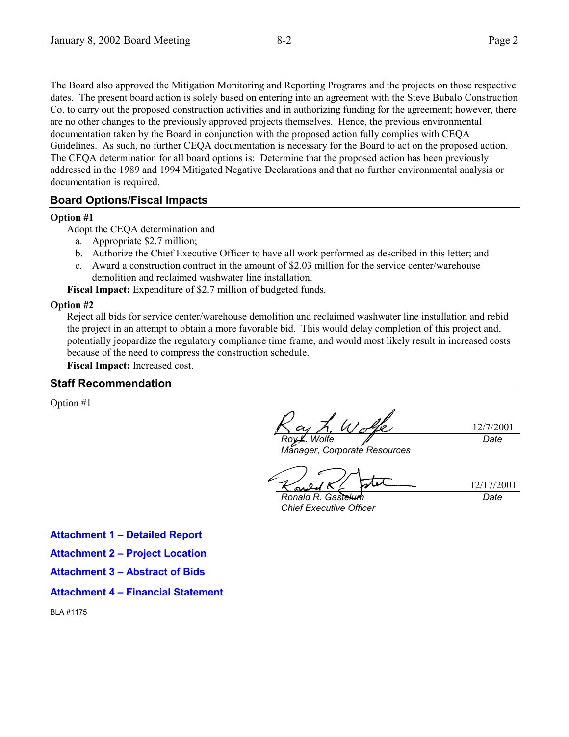The Board also approved the Mitigation Monitoring and Reporting Programs and the projects on those respective dates. The present board action is solely based on entering into an agreement with the Steve Bubalo Construction Co. to carry out the proposed construction activities and in authorizing funding for the agreement; however, there are no other changes to the previously approved projects themselves. Hence, the previous environmental documentation taken by the Board in conjunction with the proposed action fully complies with CEQA Guidelines. As such, no further CEQA documentation is necessary for the Board to act on the proposed action. The CEQA determination for all board options is: Determine that the proposed action has been previously addressed in the 1989 and 1994 Mitigated Negative Declarations and that no further environmental analysis or documentation is required.

## Board Options/Fiscal Impacts

**Option #1**

Adopt the CEQA determination and

a. Appropriate $2.7 million;
b. Authorize the Chief Executive Officer to have all work performed as described in this letter; and
c. Award a construction contract in the amount of $2.03 million for the service center/warehouse demolition and reclaimed washwater line installation.

**Fiscal Impact:** Expenditure of $2.7 million of budgeted funds.

**Option #2**

Reject all bids for service center/warehouse demolition and reclaimed washwater line installation and rebid the project in an attempt to obtain a more favorable bid. This would delay completion of this project and, potentially jeopardize the regulatory compliance time frame, and would most likely result in increased costs because of the need to compress the construction schedule.

**Fiscal Impact:** Increased cost.

## Staff Recommendation

Option #1

*Roy L. Wolfe* — 12/7/2001
*Manager, Corporate Resources* — *Date*

*Ronald R. Gastelum* — 12/17/2001
*Chief Executive Officer* — *Date*

**Attachment 1 – Detailed Report**

**Attachment 2 – Project Location**

**Attachment 3 – Abstract of Bids**

**Attachment 4 – Financial Statement**

BLA #1175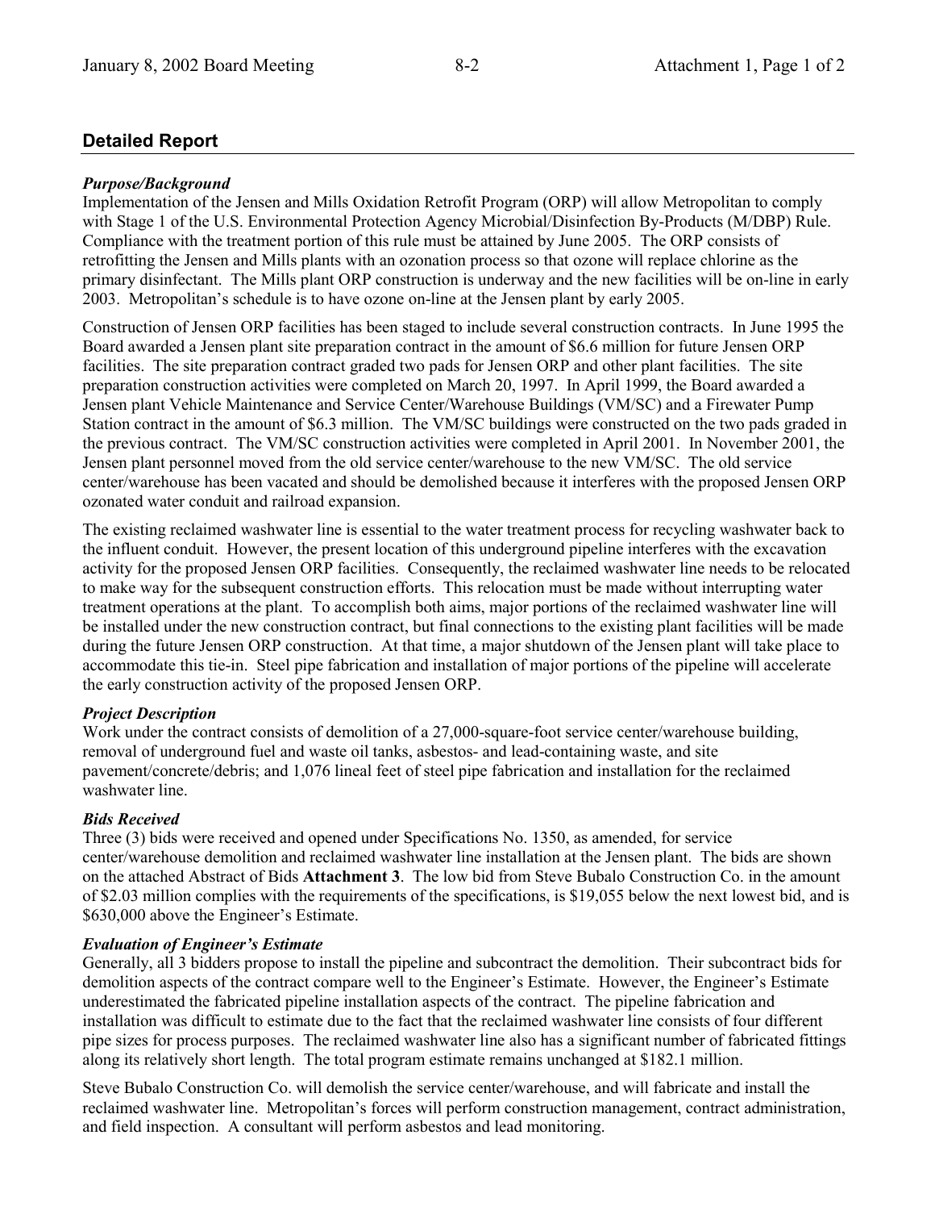## Detailed Report

***Purpose/Background***

Implementation of the Jensen and Mills Oxidation Retrofit Program (ORP) will allow Metropolitan to comply with Stage 1 of the U.S. Environmental Protection Agency Microbial/Disinfection By-Products (M/DBP) Rule. Compliance with the treatment portion of this rule must be attained by June 2005. The ORP consists of retrofitting the Jensen and Mills plants with an ozonation process so that ozone will replace chlorine as the primary disinfectant. The Mills plant ORP construction is underway and the new facilities will be on-line in early 2003. Metropolitan's schedule is to have ozone on-line at the Jensen plant by early 2005.

Construction of Jensen ORP facilities has been staged to include several construction contracts. In June 1995 the Board awarded a Jensen plant site preparation contract in the amount of $6.6 million for future Jensen ORP facilities. The site preparation contract graded two pads for Jensen ORP and other plant facilities. The site preparation construction activities were completed on March 20, 1997. In April 1999, the Board awarded a Jensen plant Vehicle Maintenance and Service Center/Warehouse Buildings (VM/SC) and a Firewater Pump Station contract in the amount of $6.3 million. The VM/SC buildings were constructed on the two pads graded in the previous contract. The VM/SC construction activities were completed in April 2001. In November 2001, the Jensen plant personnel moved from the old service center/warehouse to the new VM/SC. The old service center/warehouse has been vacated and should be demolished because it interferes with the proposed Jensen ORP ozonated water conduit and railroad expansion.

The existing reclaimed washwater line is essential to the water treatment process for recycling washwater back to the influent conduit. However, the present location of this underground pipeline interferes with the excavation activity for the proposed Jensen ORP facilities. Consequently, the reclaimed washwater line needs to be relocated to make way for the subsequent construction efforts. This relocation must be made without interrupting water treatment operations at the plant. To accomplish both aims, major portions of the reclaimed washwater line will be installed under the new construction contract, but final connections to the existing plant facilities will be made during the future Jensen ORP construction. At that time, a major shutdown of the Jensen plant will take place to accommodate this tie-in. Steel pipe fabrication and installation of major portions of the pipeline will accelerate the early construction activity of the proposed Jensen ORP.

***Project Description***

Work under the contract consists of demolition of a 27,000-square-foot service center/warehouse building, removal of underground fuel and waste oil tanks, asbestos- and lead-containing waste, and site pavement/concrete/debris; and 1,076 lineal feet of steel pipe fabrication and installation for the reclaimed washwater line.

***Bids Received***

Three (3) bids were received and opened under Specifications No. 1350, as amended, for service center/warehouse demolition and reclaimed washwater line installation at the Jensen plant. The bids are shown on the attached Abstract of Bids **Attachment 3**. The low bid from Steve Bubalo Construction Co. in the amount of $2.03 million complies with the requirements of the specifications, is $19,055 below the next lowest bid, and is $630,000 above the Engineer's Estimate.

***Evaluation of Engineer's Estimate***

Generally, all 3 bidders propose to install the pipeline and subcontract the demolition. Their subcontract bids for demolition aspects of the contract compare well to the Engineer's Estimate. However, the Engineer's Estimate underestimated the fabricated pipeline installation aspects of the contract. The pipeline fabrication and installation was difficult to estimate due to the fact that the reclaimed washwater line consists of four different pipe sizes for process purposes. The reclaimed washwater line also has a significant number of fabricated fittings along its relatively short length. The total program estimate remains unchanged at $182.1 million.

Steve Bubalo Construction Co. will demolish the service center/warehouse, and will fabricate and install the reclaimed washwater line. Metropolitan's forces will perform construction management, contract administration, and field inspection. A consultant will perform asbestos and lead monitoring.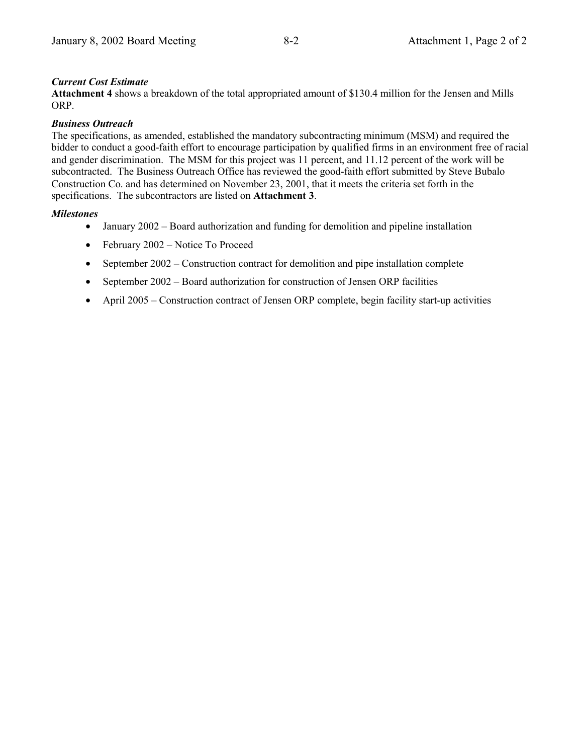***Current Cost Estimate***

**Attachment 4** shows a breakdown of the total appropriated amount of $130.4 million for the Jensen and Mills ORP.

***Business Outreach***

The specifications, as amended, established the mandatory subcontracting minimum (MSM) and required the bidder to conduct a good-faith effort to encourage participation by qualified firms in an environment free of racial and gender discrimination. The MSM for this project was 11 percent, and 11.12 percent of the work will be subcontracted. The Business Outreach Office has reviewed the good-faith effort submitted by Steve Bubalo Construction Co. and has determined on November 23, 2001, that it meets the criteria set forth in the specifications. The subcontractors are listed on **Attachment 3**.

***Milestones***

- January 2002 – Board authorization and funding for demolition and pipeline installation
- February 2002 – Notice To Proceed
- September 2002 – Construction contract for demolition and pipe installation complete
- September 2002 – Board authorization for construction of Jensen ORP facilities
- April 2005 – Construction contract of Jensen ORP complete, begin facility start-up activities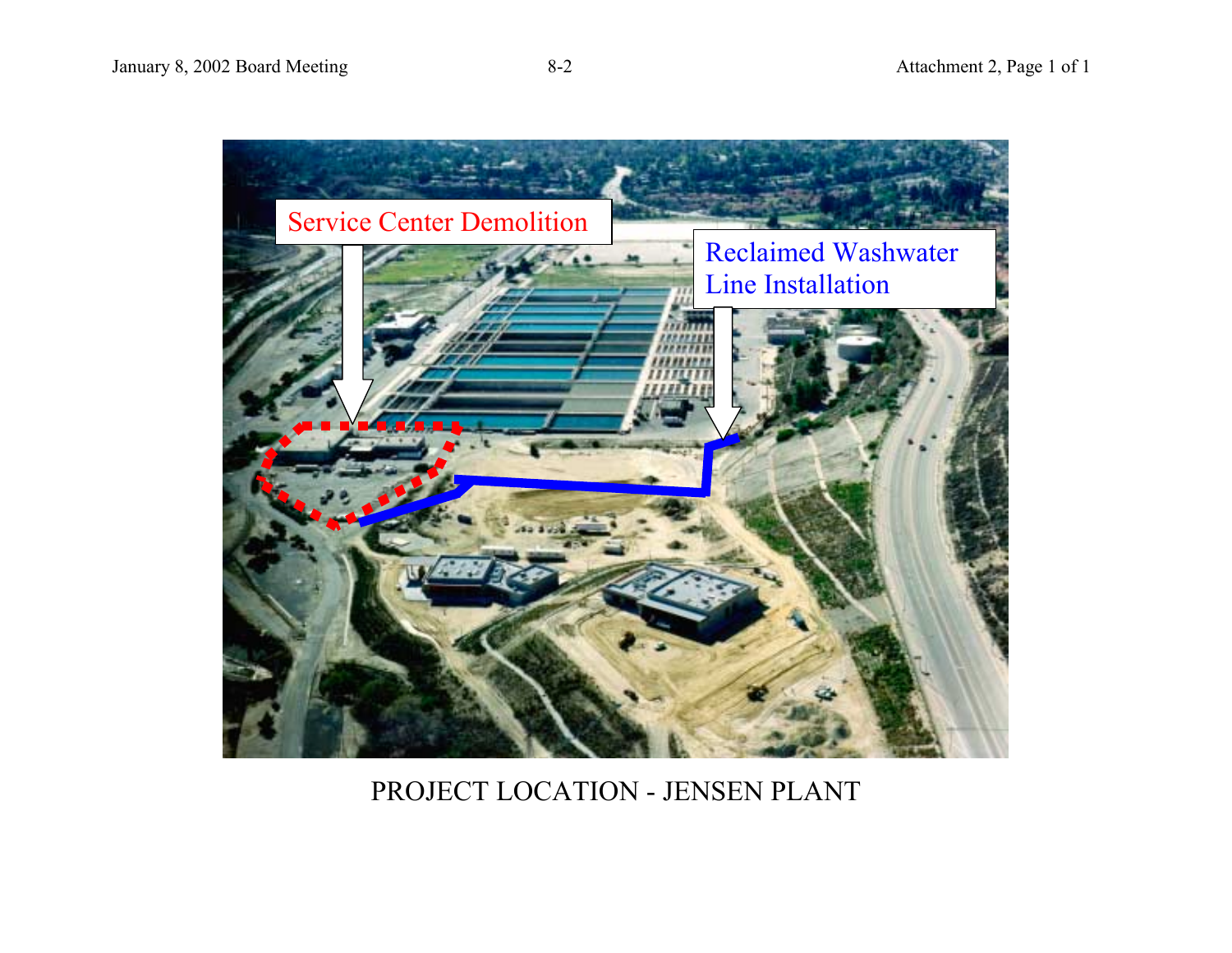Service Center Demolition

Reclaimed Washwater Line Installation

PROJECT LOCATION - JENSEN PLANT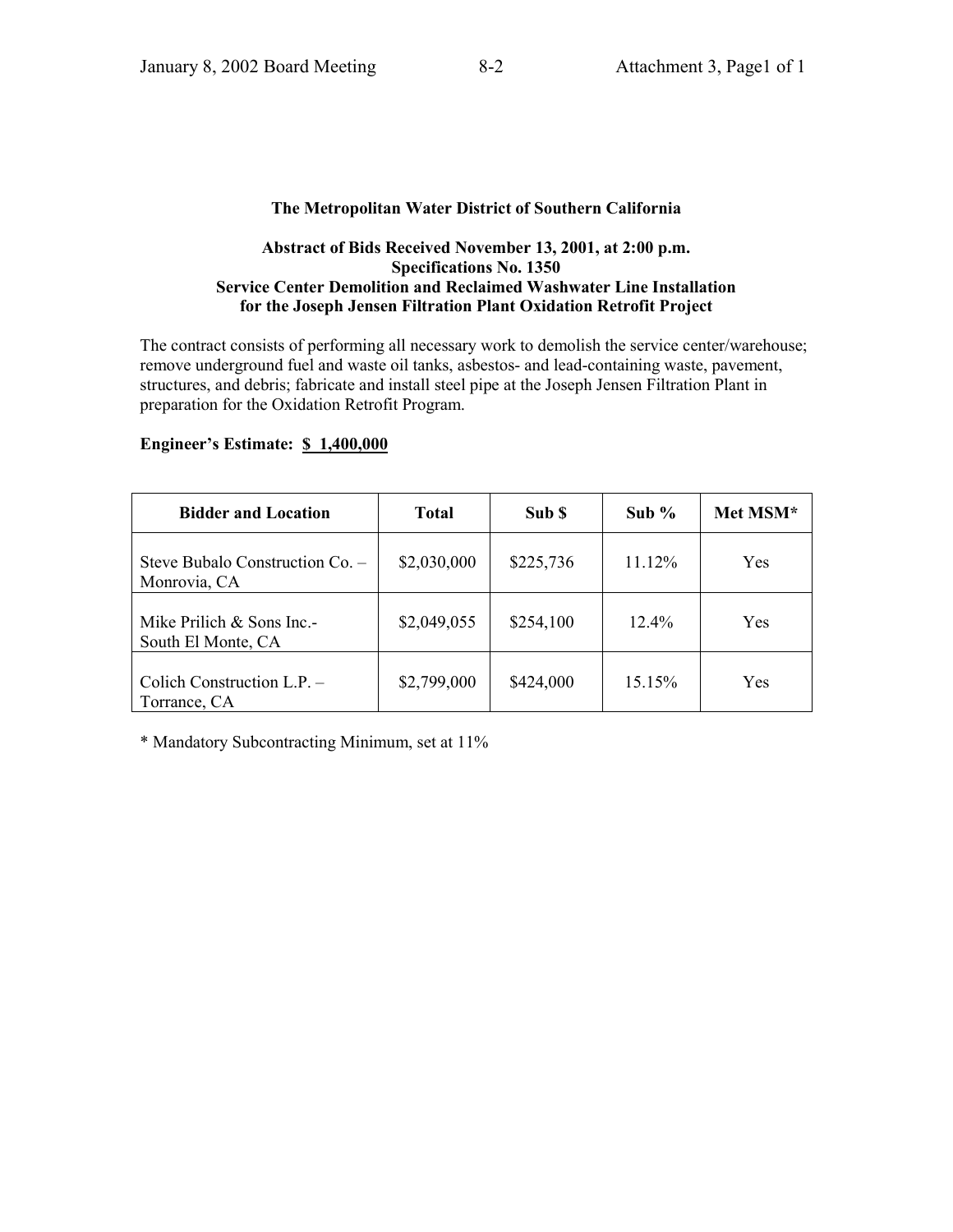**The Metropolitan Water District of Southern California**

**Abstract of Bids Received November 13, 2001, at 2:00 p.m.**
**Specifications No. 1350**
**Service Center Demolition and Reclaimed Washwater Line Installation for the Joseph Jensen Filtration Plant Oxidation Retrofit Project**

The contract consists of performing all necessary work to demolish the service center/warehouse; remove underground fuel and waste oil tanks, asbestos- and lead-containing waste, pavement, structures, and debris; fabricate and install steel pipe at the Joseph Jensen Filtration Plant in preparation for the Oxidation Retrofit Program.

**Engineer's Estimate: $ 1,400,000**

| Bidder and Location | Total | Sub $ | Sub % | Met MSM* |
|---|---|---|---|---|
| Steve Bubalo Construction Co. – Monrovia, CA | $2,030,000 | $225,736 | 11.12% | Yes |
| Mike Prilich & Sons Inc.- South El Monte, CA | $2,049,055 | $254,100 | 12.4% | Yes |
| Colich Construction L.P. – Torrance, CA | $2,799,000 | $424,000 | 15.15% | Yes |

* Mandatory Subcontracting Minimum, set at 11%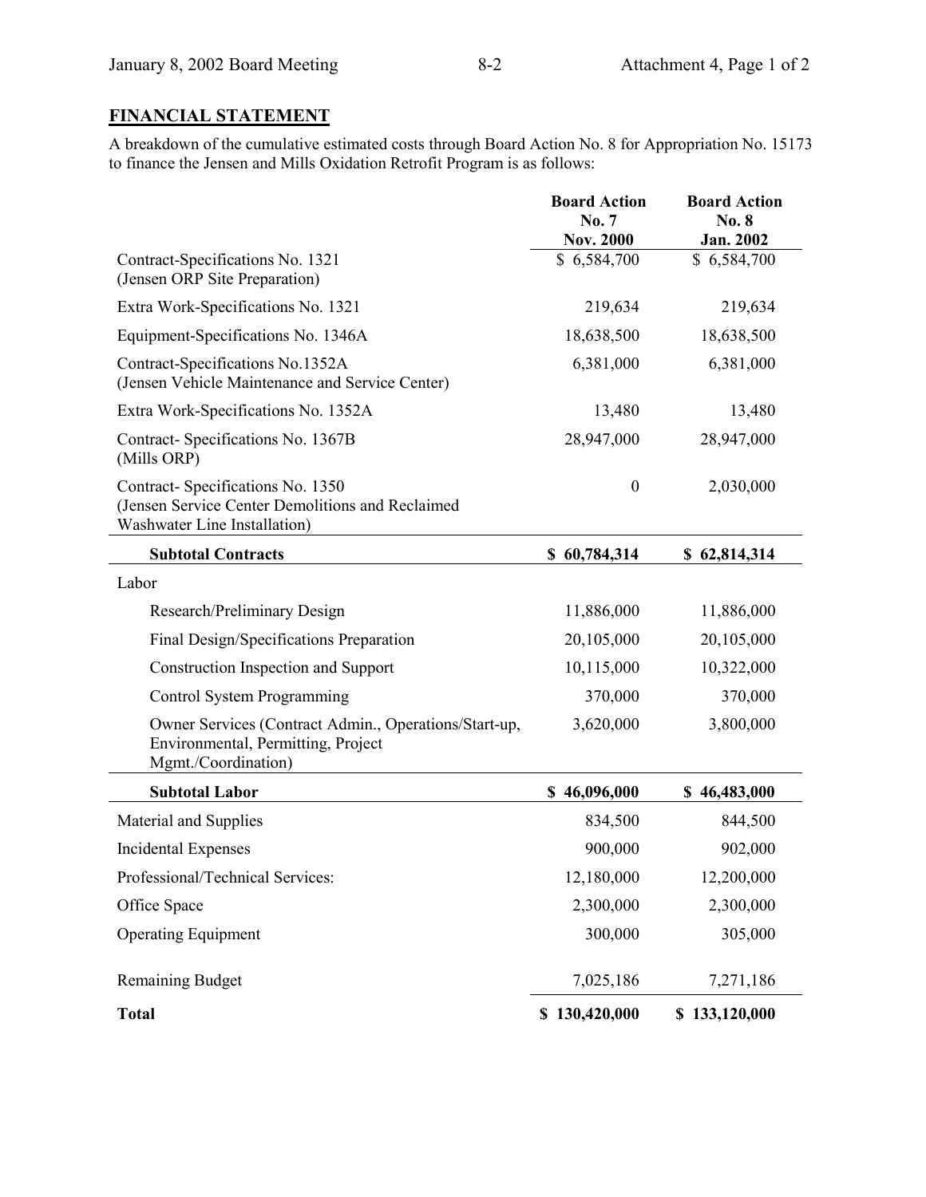## FINANCIAL STATEMENT

A breakdown of the cumulative estimated costs through Board Action No. 8 for Appropriation No. 15173 to finance the Jensen and Mills Oxidation Retrofit Program is as follows:

| | Board Action No. 7 Nov. 2000 | Board Action No. 8 Jan. 2002 |
|---|---|---|
| Contract-Specifications No. 1321 (Jensen ORP Site Preparation) | $ 6,584,700 | $ 6,584,700 |
| Extra Work-Specifications No. 1321 | 219,634 | 219,634 |
| Equipment-Specifications No. 1346A | 18,638,500 | 18,638,500 |
| Contract-Specifications No.1352A (Jensen Vehicle Maintenance and Service Center) | 6,381,000 | 6,381,000 |
| Extra Work-Specifications No. 1352A | 13,480 | 13,480 |
| Contract- Specifications No. 1367B (Mills ORP) | 28,947,000 | 28,947,000 |
| Contract- Specifications No. 1350 (Jensen Service Center Demolitions and Reclaimed Washwater Line Installation) | 0 | 2,030,000 |
| **Subtotal Contracts** | **$ 60,784,314** | **$ 62,814,314** |
| Labor | | |
| Research/Preliminary Design | 11,886,000 | 11,886,000 |
| Final Design/Specifications Preparation | 20,105,000 | 20,105,000 |
| Construction Inspection and Support | 10,115,000 | 10,322,000 |
| Control System Programming | 370,000 | 370,000 |
| Owner Services (Contract Admin., Operations/Start-up, Environmental, Permitting, Project Mgmt./Coordination) | 3,620,000 | 3,800,000 |
| **Subtotal Labor** | **$ 46,096,000** | **$ 46,483,000** |
| Material and Supplies | 834,500 | 844,500 |
| Incidental Expenses | 900,000 | 902,000 |
| Professional/Technical Services: | 12,180,000 | 12,200,000 |
| Office Space | 2,300,000 | 2,300,000 |
| Operating Equipment | 300,000 | 305,000 |
| Remaining Budget | 7,025,186 | 7,271,186 |
| **Total** | **$ 130,420,000** | **$ 133,120,000** |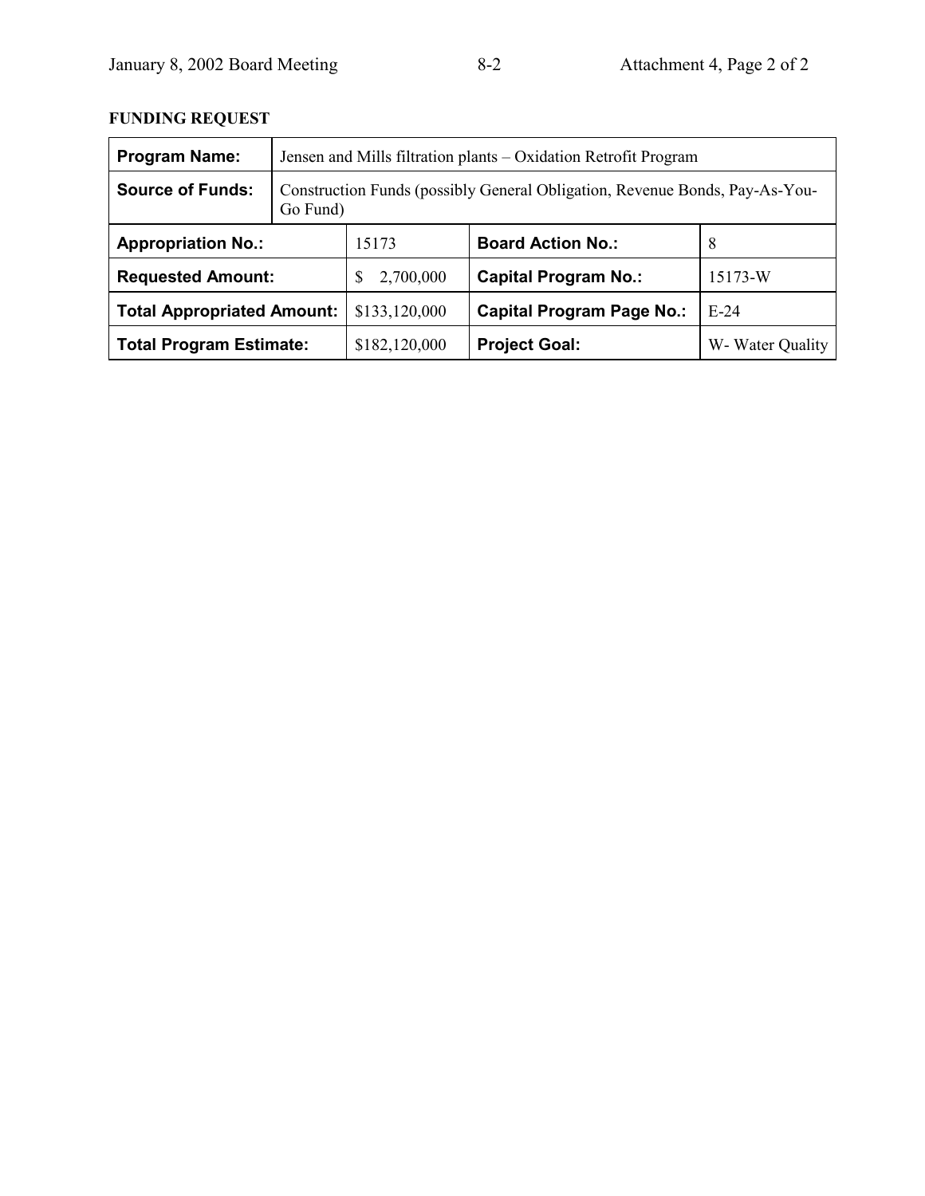**FUNDING REQUEST**

| | | | |
|---|---|---|---|
| **Program Name:** | Jensen and Mills filtration plants – Oxidation Retrofit Program | | |
| **Source of Funds:** | Construction Funds (possibly General Obligation, Revenue Bonds, Pay-As-You-Go Fund) | | |
| **Appropriation No.:** | 15173 | **Board Action No.:** | 8 |
| **Requested Amount:** | $ 2,700,000 | **Capital Program No.:** | 15173-W |
| **Total Appropriated Amount:** | $133,120,000 | **Capital Program Page No.:** | E-24 |
| **Total Program Estimate:** | $182,120,000 | **Project Goal:** | W- Water Quality |